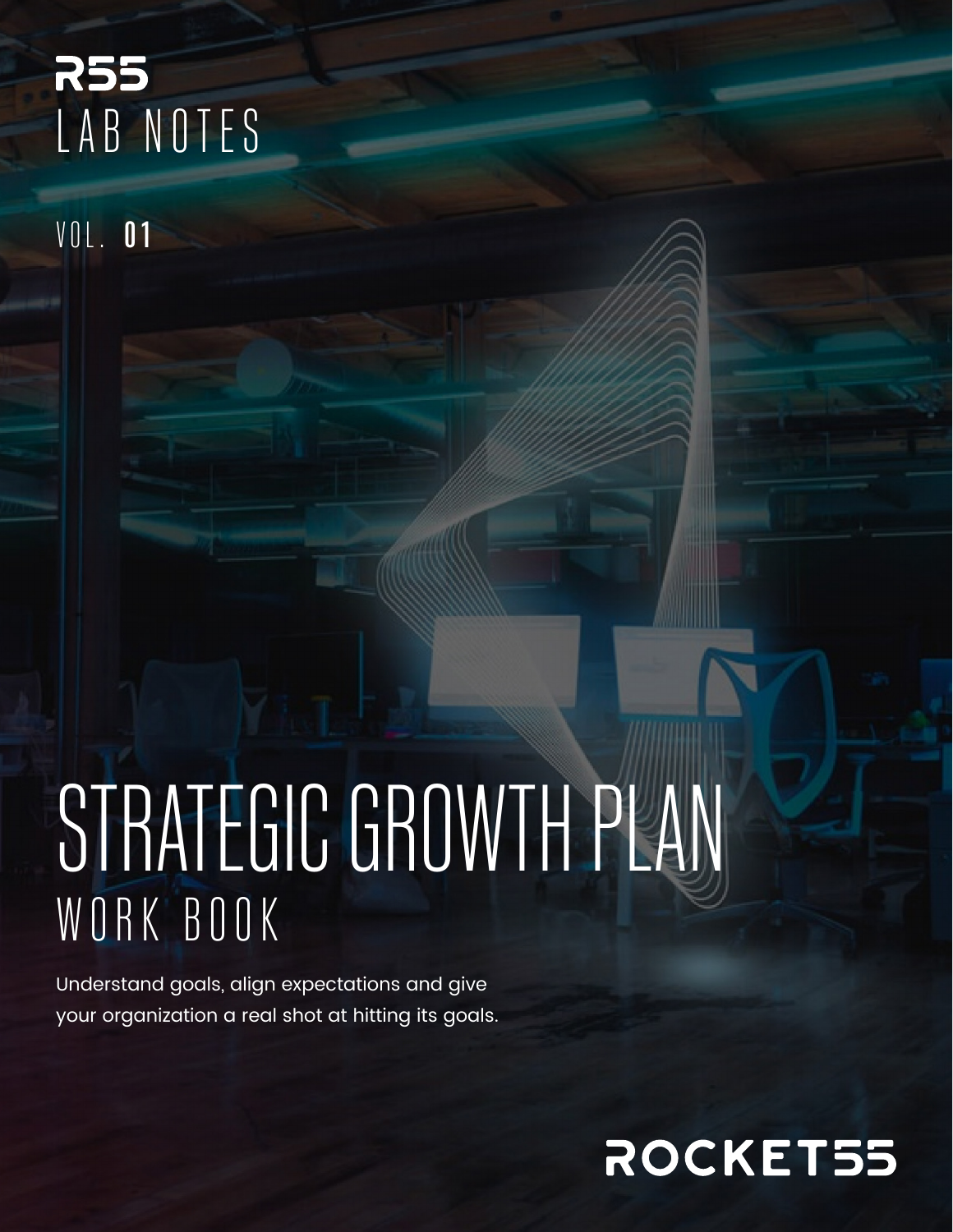R55

LAB NOTES

VOL. **01**

# STRATEGIC GROWTH PLAN

## WORK BOOK

Understand goals, align expectations and give your organization a real shot at hitting its goals.

ROCKET55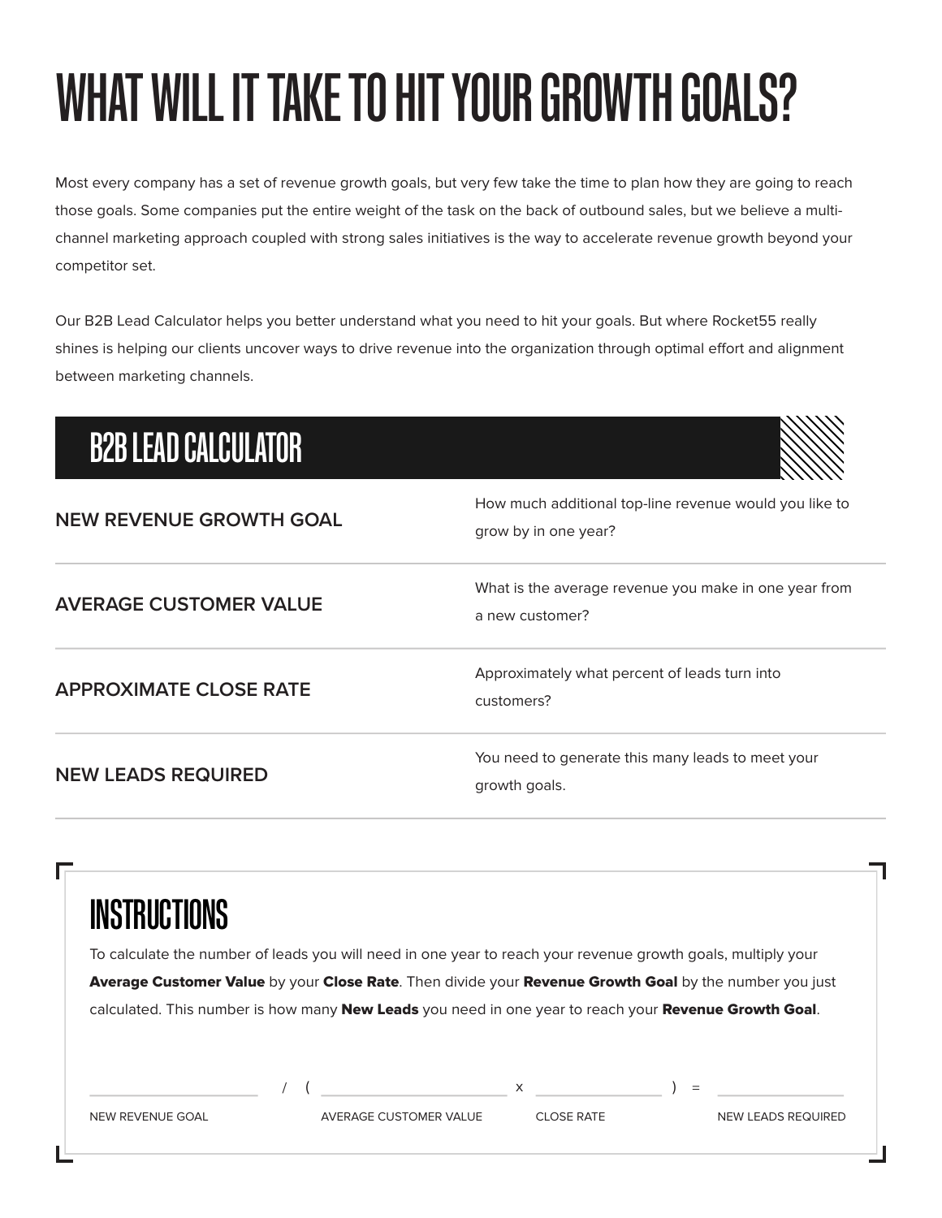# WHAT WILL IT TAKE TO HIT YOUR GROWTH GOALS?

Most every company has a set of revenue growth goals, but very few take the time to plan how they are going to reach those goals. Some companies put the entire weight of the task on the back of outbound sales, but we believe a multi-channel marketing approach coupled with strong sales initiatives is the way to accelerate revenue growth beyond your competitor set.

Our B2B Lead Calculator helps you better understand what you need to hit your goals. But where Rocket55 really shines is helping our clients uncover ways to drive revenue into the organization through optimal effort and alignment between marketing channels.

## B2B LEAD CALCULATOR

| | |
|---|---|
| **NEW REVENUE GROWTH GOAL** | How much additional top-line revenue would you like to grow by in one year? |
| **AVERAGE CUSTOMER VALUE** | What is the average revenue you make in one year from a new customer? |
| **APPROXIMATE CLOSE RATE** | Approximately what percent of leads turn into customers? |
| **NEW LEADS REQUIRED** | You need to generate this many leads to meet your growth goals. |

## INSTRUCTIONS

To calculate the number of leads you will need in one year to reach your revenue growth goals, multiply your **Average Customer Value** by your **Close Rate**. Then divide your **Revenue Growth Goal** by the number you just calculated. This number is how many **New Leads** you need in one year to reach your **Revenue Growth Goal**.

\_\_\_\_\_\_\_\_\_\_ / ( \_\_\_\_\_\_\_\_\_\_ x \_\_\_\_\_\_\_\_\_\_ ) = \_\_\_\_\_\_\_\_\_\_

NEW REVENUE GOAL / ( AVERAGE CUSTOMER VALUE x CLOSE RATE ) = NEW LEADS REQUIRED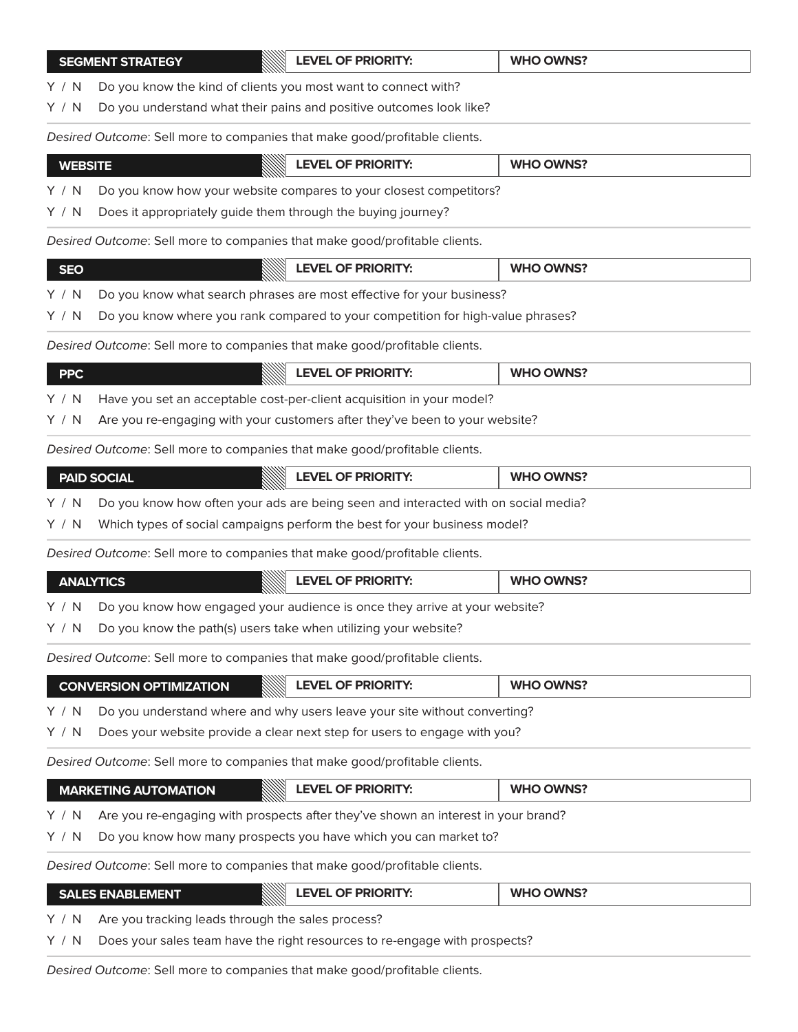| SEGMENT STRATEGY | LEVEL OF PRIORITY: | WHO OWNS? |
|---|---|---|

Y / N Do you know the kind of clients you most want to connect with?

Y / N Do you understand what their pains and positive outcomes look like?

*Desired Outcome*: Sell more to companies that make good/profitable clients.

| WEBSITE | LEVEL OF PRIORITY: | WHO OWNS? |
|---|---|---|

Y / N Do you know how your website compares to your closest competitors?

Y / N Does it appropriately guide them through the buying journey?

*Desired Outcome*: Sell more to companies that make good/profitable clients.

| SEO | LEVEL OF PRIORITY: | WHO OWNS? |
|---|---|---|

Y / N Do you know what search phrases are most effective for your business?

Y / N Do you know where you rank compared to your competition for high-value phrases?

*Desired Outcome*: Sell more to companies that make good/profitable clients.

| PPC | LEVEL OF PRIORITY: | WHO OWNS? |
|---|---|---|

Y / N Have you set an acceptable cost-per-client acquisition in your model?

Y / N Are you re-engaging with your customers after they've been to your website?

*Desired Outcome*: Sell more to companies that make good/profitable clients.

| PAID SOCIAL | LEVEL OF PRIORITY: | WHO OWNS? |
|---|---|---|

Y / N Do you know how often your ads are being seen and interacted with on social media?

Y / N Which types of social campaigns perform the best for your business model?

*Desired Outcome*: Sell more to companies that make good/profitable clients.

| ANALYTICS | LEVEL OF PRIORITY: | WHO OWNS? |
|---|---|---|

Y / N Do you know how engaged your audience is once they arrive at your website?

Y / N Do you know the path(s) users take when utilizing your website?

*Desired Outcome*: Sell more to companies that make good/profitable clients.

| CONVERSION OPTIMIZATION | LEVEL OF PRIORITY: | WHO OWNS? |
|---|---|---|

Y / N Do you understand where and why users leave your site without converting?

Y / N Does your website provide a clear next step for users to engage with you?

*Desired Outcome*: Sell more to companies that make good/profitable clients.

| MARKETING AUTOMATION | LEVEL OF PRIORITY: | WHO OWNS? |
|---|---|---|

Y / N Are you re-engaging with prospects after they've shown an interest in your brand?

Y / N Do you know how many prospects you have which you can market to?

*Desired Outcome*: Sell more to companies that make good/profitable clients.

| SALES ENABLEMENT | LEVEL OF PRIORITY: | WHO OWNS? |
|---|---|---|

Y / N Are you tracking leads through the sales process?

Y / N Does your sales team have the right resources to re-engage with prospects?

*Desired Outcome*: Sell more to companies that make good/profitable clients.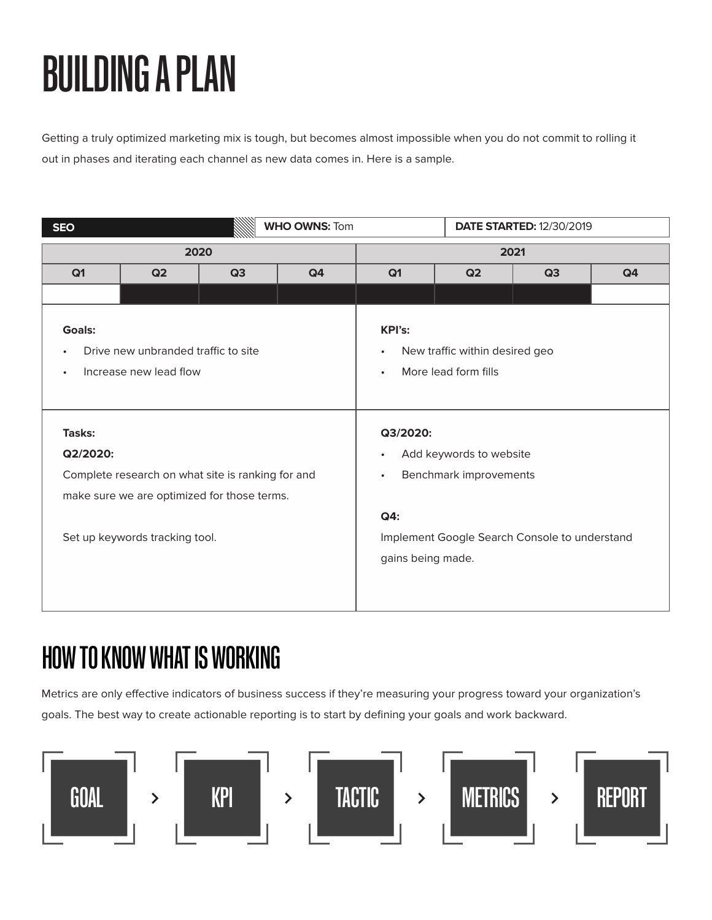# BUILDING A PLAN

Getting a truly optimized marketing mix is tough, but becomes almost impossible when you do not commit to rolling it out in phases and iterating each channel as new data comes in. Here is a sample.

| SEO | | WHO OWNS: Tom | | | DATE STARTED: 12/30/2019 | | |
|---|---|---|---|---|---|---|---|
| 2020 | | | | 2021 | | | |
| Q1 | Q2 | Q3 | Q4 | Q1 | Q2 | Q3 | Q4 |

**Goals:**

- Drive new unbranded traffic to site
- Increase new lead flow

**KPI's:**

- New traffic within desired geo
- More lead form fills

**Tasks:**

**Q2/2020:**

Complete research on what site is ranking for and make sure we are optimized for those terms.

Set up keywords tracking tool.

**Q3/2020:**

- Add keywords to website
- Benchmark improvements

**Q4:**

Implement Google Search Console to understand gains being made.

## HOW TO KNOW WHAT IS WORKING

Metrics are only effective indicators of business success if they're measuring your progress toward your organization's goals. The best way to create actionable reporting is to start by defining your goals and work backward.

GOAL > KPI > TACTIC > METRICS > REPORT